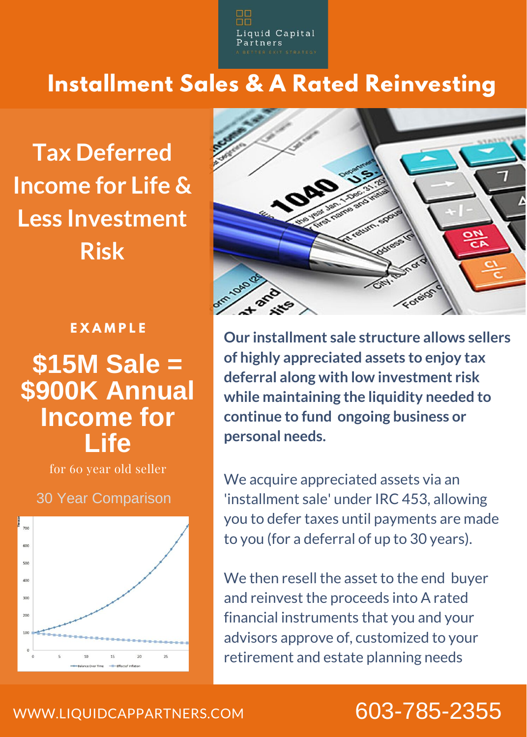Liquid Capital Partners

A BETTER EXIT STRATEGY

# Installment Sales & A Rated Reinvesting

## Tax Deferred Income for Life & Less Investment Risk

**EXAMPLE**

## $15M Sale = $900K Annual Income for Life

for 60 year old seller

30 Year Comparison

**Our installment sale structure allows sellers of highly appreciated assets to enjoy tax deferral along with low investment risk while maintaining the liquidity needed to continue to fund ongoing business or personal needs.**

We acquire appreciated assets via an 'installment sale' under IRC 453, allowing you to defer taxes until payments are made to you (for a deferral of up to 30 years).

We then resell the asset to the end buyer and reinvest the proceeds into A rated financial instruments that you and your advisors approve of, customized to your retirement and estate planning needs

WWW.LIQUIDCAPPARTNERS.COM

603-785-2355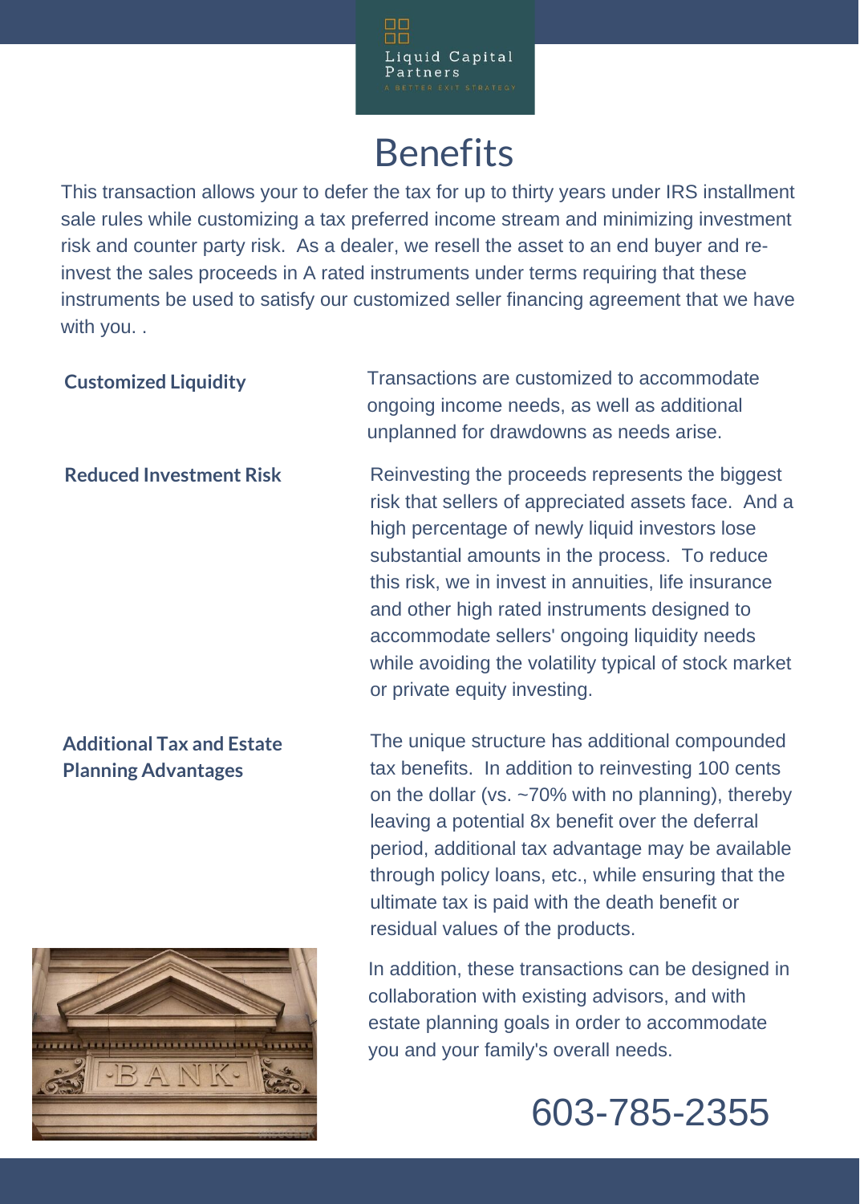Liquid Capital Partners

A BETTER EXIT STRATEGY

# Benefits

This transaction allows your to defer the tax for up to thirty years under IRS installment sale rules while customizing a tax preferred income stream and minimizing investment risk and counter party risk. As a dealer, we resell the asset to an end buyer and re-invest the sales proceeds in A rated instruments under terms requiring that these instruments be used to satisfy our customized seller financing agreement that we have with you. .

**Customized Liquidity**

Transactions are customized to accommodate ongoing income needs, as well as additional unplanned for drawdowns as needs arise.

**Reduced Investment Risk**

Reinvesting the proceeds represents the biggest risk that sellers of appreciated assets face. And a high percentage of newly liquid investors lose substantial amounts in the process. To reduce this risk, we in invest in annuities, life insurance and other high rated instruments designed to accommodate sellers' ongoing liquidity needs while avoiding the volatility typical of stock market or private equity investing.

**Additional Tax and Estate Planning Advantages**

The unique structure has additional compounded tax benefits. In addition to reinvesting 100 cents on the dollar (vs. ~70% with no planning), thereby leaving a potential 8x benefit over the deferral period, additional tax advantage may be available through policy loans, etc., while ensuring that the ultimate tax is paid with the death benefit or residual values of the products.

In addition, these transactions can be designed in collaboration with existing advisors, and with estate planning goals in order to accommodate you and your family's overall needs.

603-785-2355